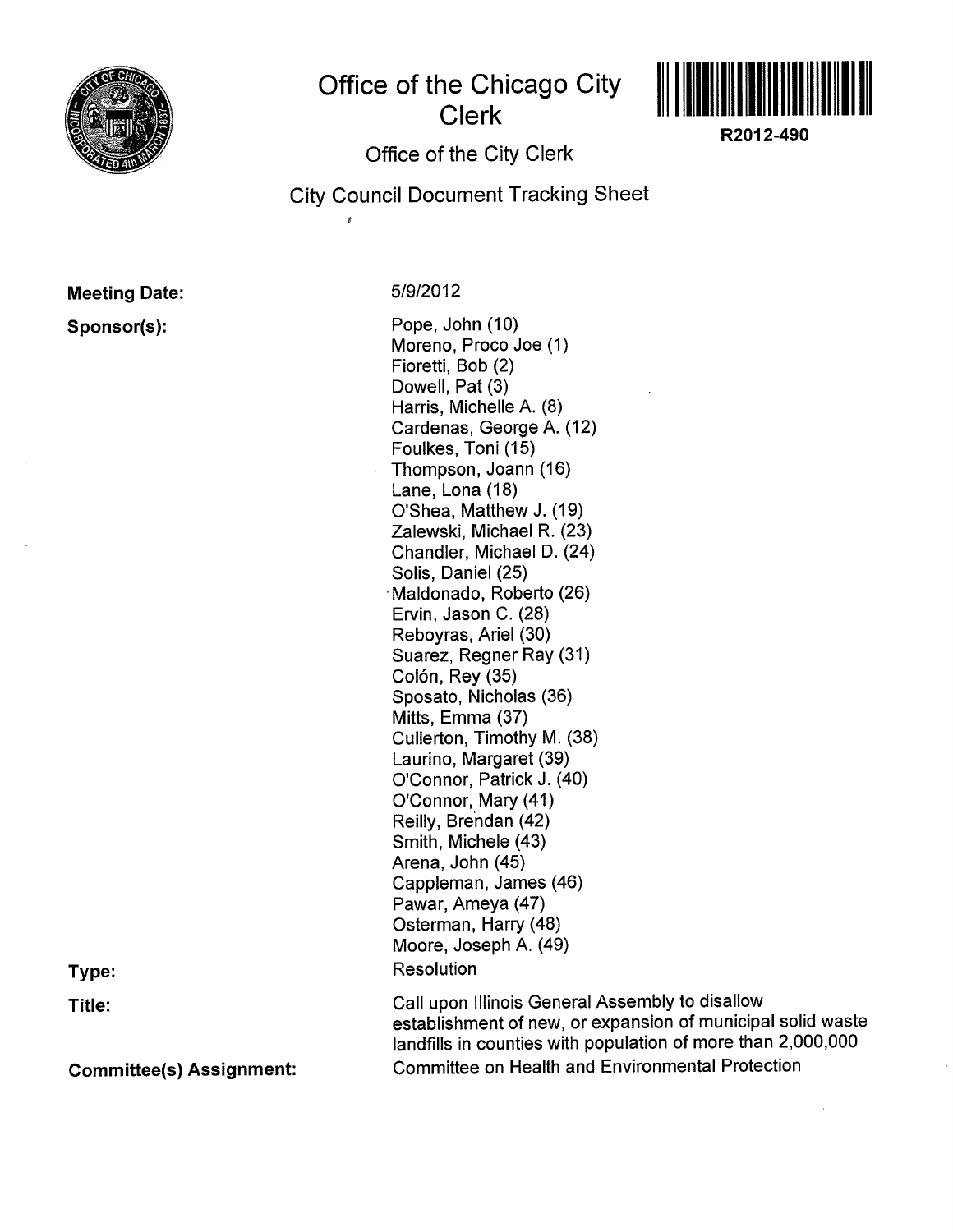# Office of the Chicago City Clerk

R2012-490

## Office of the City Clerk

## City Council Document Tracking Sheet

**Meeting Date:** 5/9/2012

**Sponsor(s):**

Pope, John (10)
Moreno, Proco Joe (1)
Fioretti, Bob (2)
Dowell, Pat (3)
Harris, Michelle A. (8)
Cardenas, George A. (12)
Foulkes, Toni (15)
Thompson, Joann (16)
Lane, Lona (18)
O'Shea, Matthew J. (19)
Zalewski, Michael R. (23)
Chandler, Michael D. (24)
Solis, Daniel (25)
Maldonado, Roberto (26)
Ervin, Jason C. (28)
Reboyras, Ariel (30)
Suarez, Regner Ray (31)
Colón, Rey (35)
Sposato, Nicholas (36)
Mitts, Emma (37)
Cullerton, Timothy M. (38)
Laurino, Margaret (39)
O'Connor, Patrick J. (40)
O'Connor, Mary (41)
Reilly, Brendan (42)
Smith, Michele (43)
Arena, John (45)
Cappleman, James (46)
Pawar, Ameya (47)
Osterman, Harry (48)
Moore, Joseph A. (49)

**Type:** Resolution

**Title:** Call upon Illinois General Assembly to disallow establishment of new, or expansion of municipal solid waste landfills in counties with population of more than 2,000,000

**Committee(s) Assignment:** Committee on Health and Environmental Protection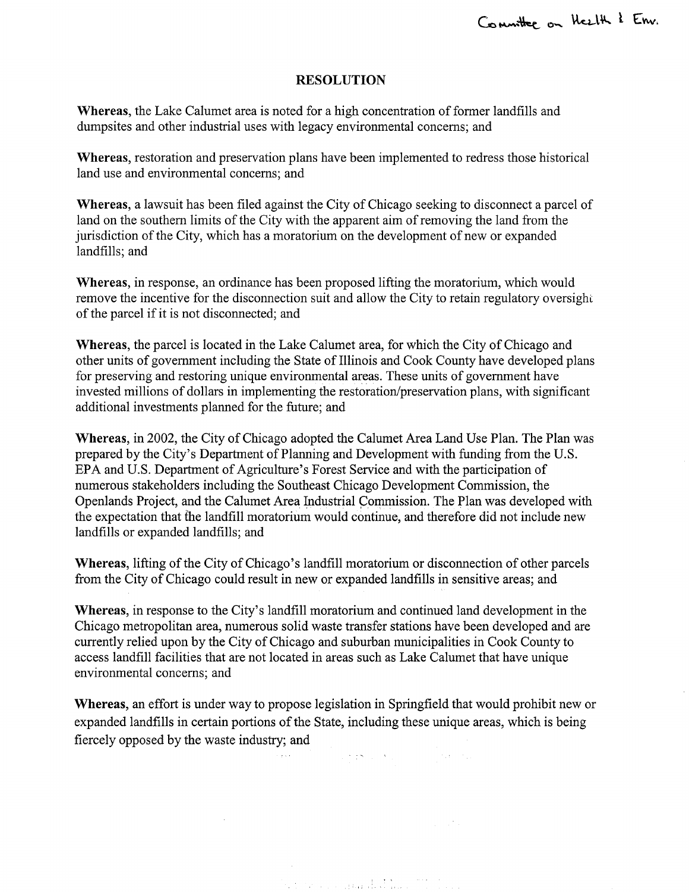Committee on Health & Env.

# RESOLUTION

**Whereas,** the Lake Calumet area is noted for a high concentration of former landfills and dumpsites and other industrial uses with legacy environmental concerns; and

**Whereas,** restoration and preservation plans have been implemented to redress those historical land use and environmental concerns; and

**Whereas,** a lawsuit has been filed against the City of Chicago seeking to disconnect a parcel of land on the southern limits of the City with the apparent aim of removing the land from the jurisdiction of the City, which has a moratorium on the development of new or expanded landfills; and

**Whereas,** in response, an ordinance has been proposed lifting the moratorium, which would remove the incentive for the disconnection suit and allow the City to retain regulatory oversight of the parcel if it is not disconnected; and

**Whereas,** the parcel is located in the Lake Calumet area, for which the City of Chicago and other units of government including the State of Illinois and Cook County have developed plans for preserving and restoring unique environmental areas. These units of government have invested millions of dollars in implementing the restoration/preservation plans, with significant additional investments planned for the future; and

**Whereas,** in 2002, the City of Chicago adopted the Calumet Area Land Use Plan. The Plan was prepared by the City's Department of Planning and Development with funding from the U.S. EPA and U.S. Department of Agriculture's Forest Service and with the participation of numerous stakeholders including the Southeast Chicago Development Commission, the Openlands Project, and the Calumet Area Industrial Commission. The Plan was developed with the expectation that the landfill moratorium would continue, and therefore did not include new landfills or expanded landfills; and

**Whereas,** lifting of the City of Chicago's landfill moratorium or disconnection of other parcels from the City of Chicago could result in new or expanded landfills in sensitive areas; and

**Whereas,** in response to the City's landfill moratorium and continued land development in the Chicago metropolitan area, numerous solid waste transfer stations have been developed and are currently relied upon by the City of Chicago and suburban municipalities in Cook County to access landfill facilities that are not located in areas such as Lake Calumet that have unique environmental concerns; and

**Whereas,** an effort is under way to propose legislation in Springfield that would prohibit new or expanded landfills in certain portions of the State, including these unique areas, which is being fiercely opposed by the waste industry; and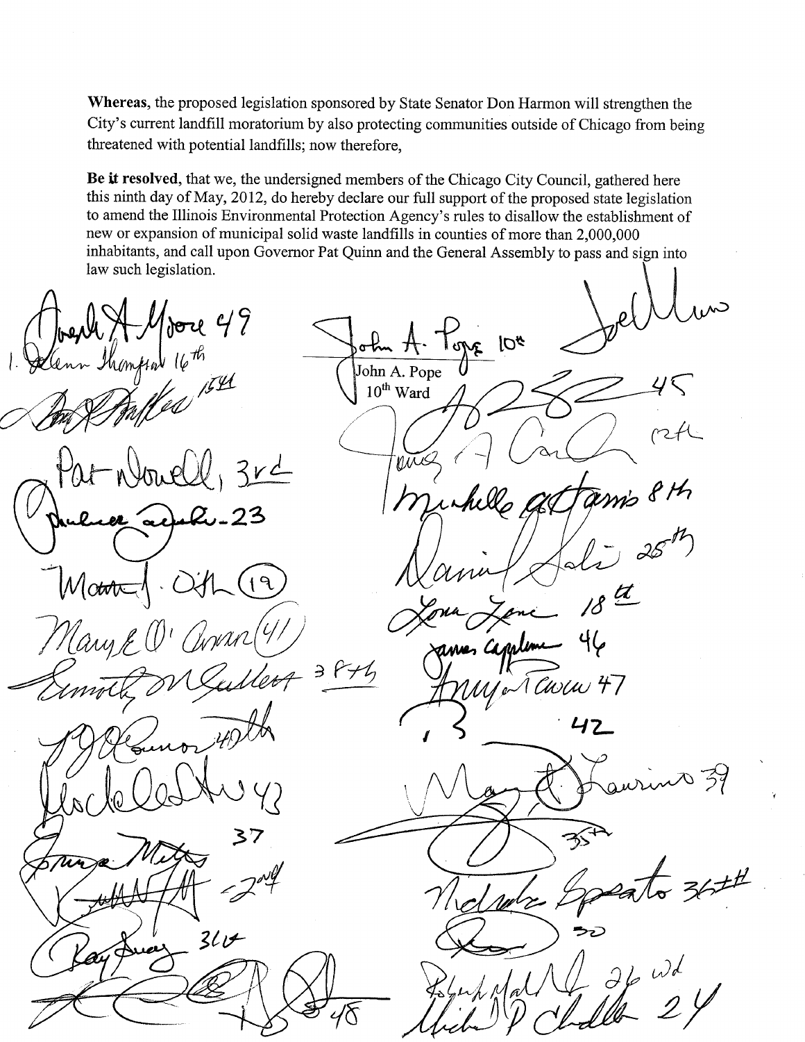**Whereas**, the proposed legislation sponsored by State Senator Don Harmon will strengthen the City's current landfill moratorium by also protecting communities outside of Chicago from being threatened with potential landfills; now therefore,

**Be it resolved**, that we, the undersigned members of the Chicago City Council, gathered here this ninth day of May, 2012, do hereby declare our full support of the proposed state legislation to amend the Illinois Environmental Protection Agency's rules to disallow the establishment of new or expansion of municipal solid waste landfills in counties of more than 2,000,000 inhabitants, and call upon Governor Pat Quinn and the General Assembly to pass and sign into law such legislation.

Joseph A. Moore 49

1. JoAnn Thompson 16th

15th

Pat Dowell, 3rd

23

19

Mary E. O'Connor 41

38th

40th

43

37

2nd

31st

48

John A. Pope 10th

John A. Pope
10th Ward

45

12th

Michelle A. Harris 8th

Daniel Solis 25th

Lona Lane 18th

James Cappleman 46

Ameya Pawar 47

42

Mary O'Connor 39

35th

Nicholas Sposato 36th

30

Roberto Maldonado 26 Wd

Michael P. Chandler 24